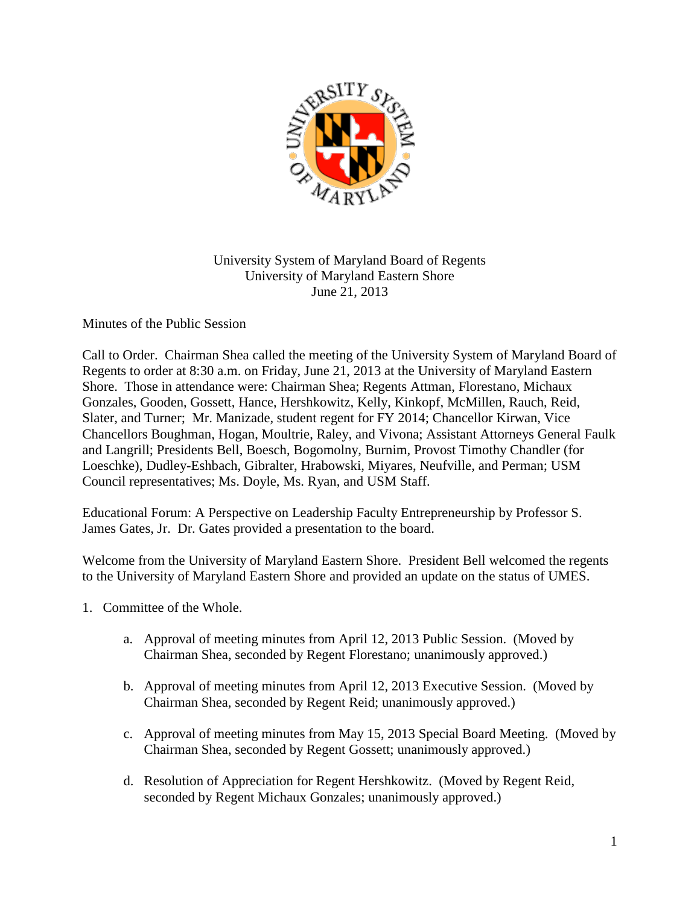University System of Maryland Board of Regents
University of Maryland Eastern Shore
June 21, 2013

Minutes of the Public Session

Call to Order. Chairman Shea called the meeting of the University System of Maryland Board of Regents to order at 8:30 a.m. on Friday, June 21, 2013 at the University of Maryland Eastern Shore. Those in attendance were: Chairman Shea; Regents Attman, Florestano, Michaux Gonzales, Gooden, Gossett, Hance, Hershkowitz, Kelly, Kinkopf, McMillen, Rauch, Reid, Slater, and Turner; Mr. Manizade, student regent for FY 2014; Chancellor Kirwan, Vice Chancellors Boughman, Hogan, Moultrie, Raley, and Vivona; Assistant Attorneys General Faulk and Langrill; Presidents Bell, Boesch, Bogomolny, Burnim, Provost Timothy Chandler (for Loeschke), Dudley-Eshbach, Gibralter, Hrabowski, Miyares, Neufville, and Perman; USM Council representatives; Ms. Doyle, Ms. Ryan, and USM Staff.

Educational Forum: A Perspective on Leadership Faculty Entrepreneurship by Professor S. James Gates, Jr. Dr. Gates provided a presentation to the board.

Welcome from the University of Maryland Eastern Shore. President Bell welcomed the regents to the University of Maryland Eastern Shore and provided an update on the status of UMES.

1. Committee of the Whole.

   a. Approval of meeting minutes from April 12, 2013 Public Session. (Moved by Chairman Shea, seconded by Regent Florestano; unanimously approved.)

   b. Approval of meeting minutes from April 12, 2013 Executive Session. (Moved by Chairman Shea, seconded by Regent Reid; unanimously approved.)

   c. Approval of meeting minutes from May 15, 2013 Special Board Meeting. (Moved by Chairman Shea, seconded by Regent Gossett; unanimously approved.)

   d. Resolution of Appreciation for Regent Hershkowitz. (Moved by Regent Reid, seconded by Regent Michaux Gonzales; unanimously approved.)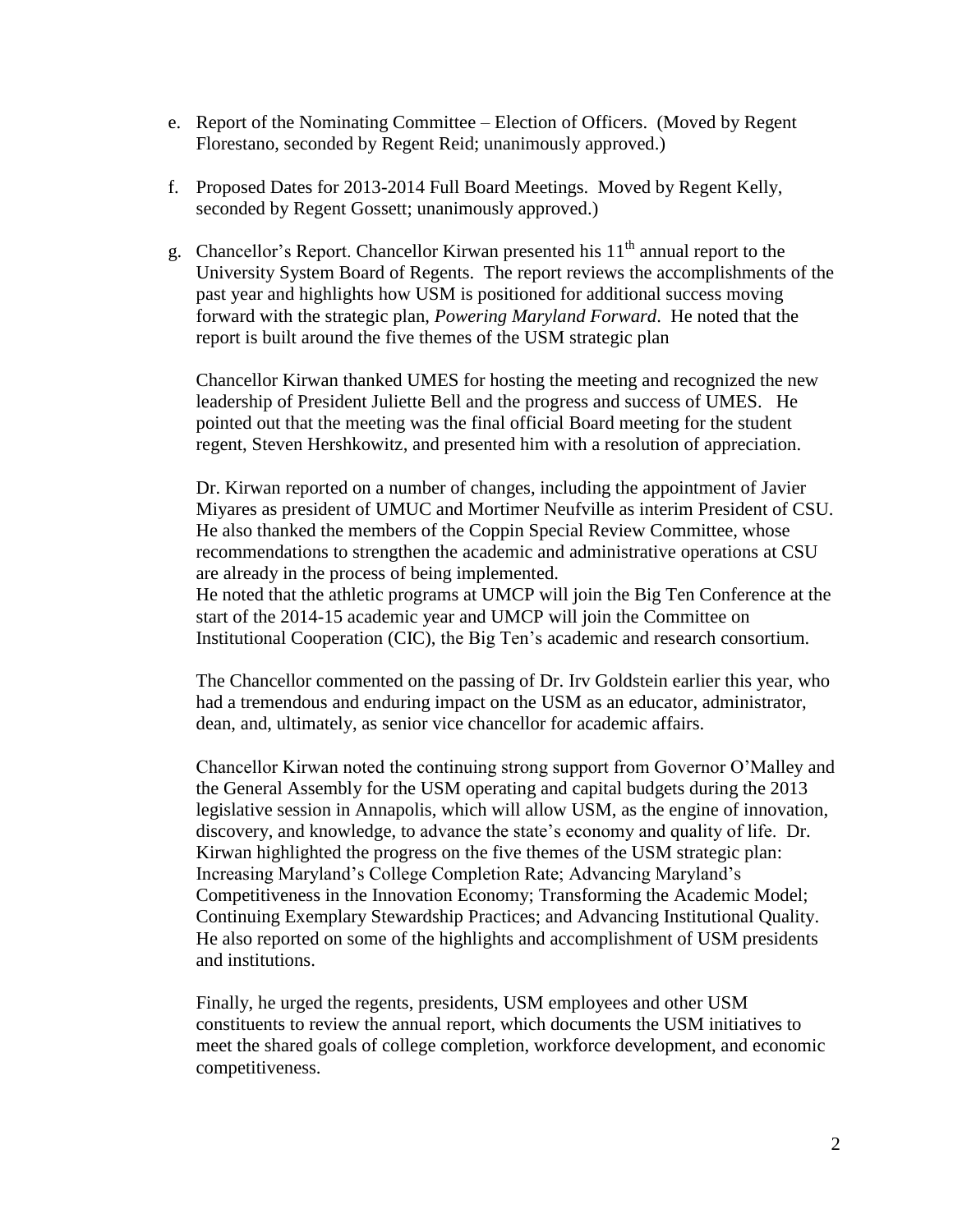e. Report of the Nominating Committee – Election of Officers. (Moved by Regent Florestano, seconded by Regent Reid; unanimously approved.)

f. Proposed Dates for 2013-2014 Full Board Meetings. Moved by Regent Kelly, seconded by Regent Gossett; unanimously approved.)

g. Chancellor's Report. Chancellor Kirwan presented his 11th annual report to the University System Board of Regents. The report reviews the accomplishments of the past year and highlights how USM is positioned for additional success moving forward with the strategic plan, *Powering Maryland Forward*. He noted that the report is built around the five themes of the USM strategic plan

   Chancellor Kirwan thanked UMES for hosting the meeting and recognized the new leadership of President Juliette Bell and the progress and success of UMES. He pointed out that the meeting was the final official Board meeting for the student regent, Steven Hershkowitz, and presented him with a resolution of appreciation.

   Dr. Kirwan reported on a number of changes, including the appointment of Javier Miyares as president of UMUC and Mortimer Neufville as interim President of CSU. He also thanked the members of the Coppin Special Review Committee, whose recommendations to strengthen the academic and administrative operations at CSU are already in the process of being implemented.
   He noted that the athletic programs at UMCP will join the Big Ten Conference at the start of the 2014-15 academic year and UMCP will join the Committee on Institutional Cooperation (CIC), the Big Ten's academic and research consortium.

   The Chancellor commented on the passing of Dr. Irv Goldstein earlier this year, who had a tremendous and enduring impact on the USM as an educator, administrator, dean, and, ultimately, as senior vice chancellor for academic affairs.

   Chancellor Kirwan noted the continuing strong support from Governor O'Malley and the General Assembly for the USM operating and capital budgets during the 2013 legislative session in Annapolis, which will allow USM, as the engine of innovation, discovery, and knowledge, to advance the state's economy and quality of life. Dr. Kirwan highlighted the progress on the five themes of the USM strategic plan: Increasing Maryland's College Completion Rate; Advancing Maryland's Competitiveness in the Innovation Economy; Transforming the Academic Model; Continuing Exemplary Stewardship Practices; and Advancing Institutional Quality. He also reported on some of the highlights and accomplishment of USM presidents and institutions.

   Finally, he urged the regents, presidents, USM employees and other USM constituents to review the annual report, which documents the USM initiatives to meet the shared goals of college completion, workforce development, and economic competitiveness.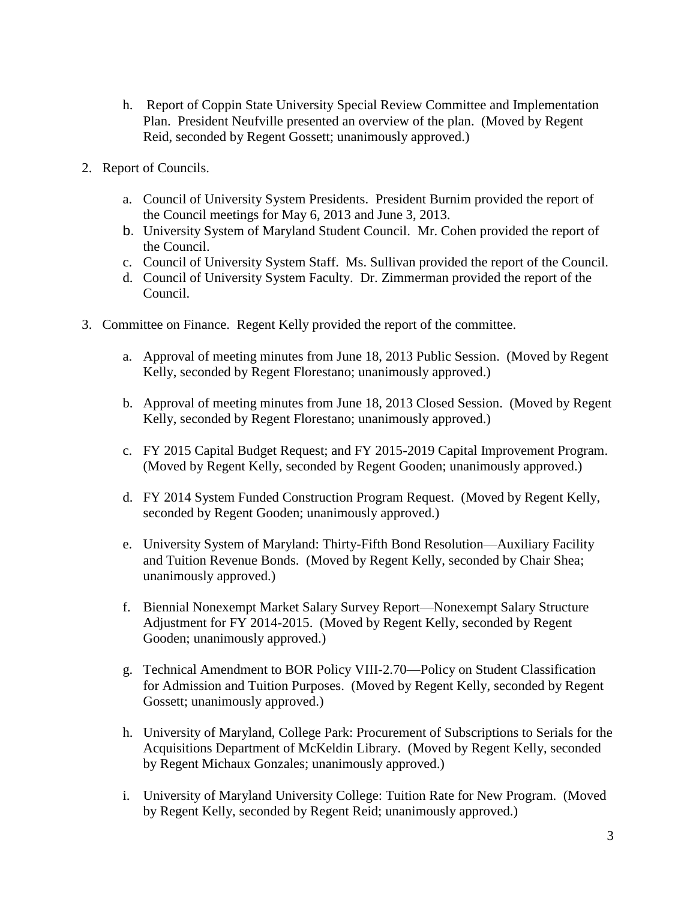h. Report of Coppin State University Special Review Committee and Implementation Plan. President Neufville presented an overview of the plan. (Moved by Regent Reid, seconded by Regent Gossett; unanimously approved.)

2. Report of Councils.

   a. Council of University System Presidents. President Burnim provided the report of the Council meetings for May 6, 2013 and June 3, 2013.
   b. University System of Maryland Student Council. Mr. Cohen provided the report of the Council.
   c. Council of University System Staff. Ms. Sullivan provided the report of the Council.
   d. Council of University System Faculty. Dr. Zimmerman provided the report of the Council.

3. Committee on Finance. Regent Kelly provided the report of the committee.

   a. Approval of meeting minutes from June 18, 2013 Public Session. (Moved by Regent Kelly, seconded by Regent Florestano; unanimously approved.)

   b. Approval of meeting minutes from June 18, 2013 Closed Session. (Moved by Regent Kelly, seconded by Regent Florestano; unanimously approved.)

   c. FY 2015 Capital Budget Request; and FY 2015-2019 Capital Improvement Program. (Moved by Regent Kelly, seconded by Regent Gooden; unanimously approved.)

   d. FY 2014 System Funded Construction Program Request. (Moved by Regent Kelly, seconded by Regent Gooden; unanimously approved.)

   e. University System of Maryland: Thirty-Fifth Bond Resolution—Auxiliary Facility and Tuition Revenue Bonds. (Moved by Regent Kelly, seconded by Chair Shea; unanimously approved.)

   f. Biennial Nonexempt Market Salary Survey Report—Nonexempt Salary Structure Adjustment for FY 2014-2015. (Moved by Regent Kelly, seconded by Regent Gooden; unanimously approved.)

   g. Technical Amendment to BOR Policy VIII-2.70—Policy on Student Classification for Admission and Tuition Purposes. (Moved by Regent Kelly, seconded by Regent Gossett; unanimously approved.)

   h. University of Maryland, College Park: Procurement of Subscriptions to Serials for the Acquisitions Department of McKeldin Library. (Moved by Regent Kelly, seconded by Regent Michaux Gonzales; unanimously approved.)

   i. University of Maryland University College: Tuition Rate for New Program. (Moved by Regent Kelly, seconded by Regent Reid; unanimously approved.)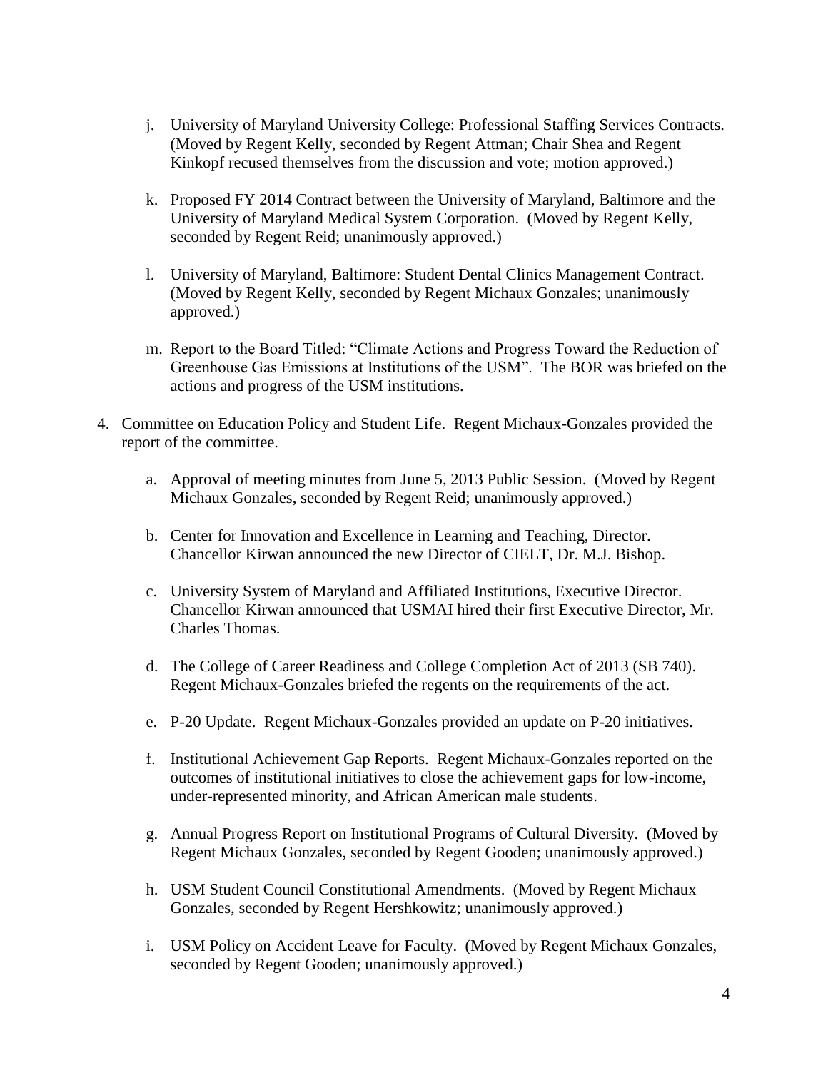j. University of Maryland University College: Professional Staffing Services Contracts. (Moved by Regent Kelly, seconded by Regent Attman; Chair Shea and Regent Kinkopf recused themselves from the discussion and vote; motion approved.)

   k. Proposed FY 2014 Contract between the University of Maryland, Baltimore and the University of Maryland Medical System Corporation. (Moved by Regent Kelly, seconded by Regent Reid; unanimously approved.)

   l. University of Maryland, Baltimore: Student Dental Clinics Management Contract. (Moved by Regent Kelly, seconded by Regent Michaux Gonzales; unanimously approved.)

   m. Report to the Board Titled: "Climate Actions and Progress Toward the Reduction of Greenhouse Gas Emissions at Institutions of the USM". The BOR was briefed on the actions and progress of the USM institutions.

4. Committee on Education Policy and Student Life. Regent Michaux-Gonzales provided the report of the committee.

   a. Approval of meeting minutes from June 5, 2013 Public Session. (Moved by Regent Michaux Gonzales, seconded by Regent Reid; unanimously approved.)

   b. Center for Innovation and Excellence in Learning and Teaching, Director. Chancellor Kirwan announced the new Director of CIELT, Dr. M.J. Bishop.

   c. University System of Maryland and Affiliated Institutions, Executive Director. Chancellor Kirwan announced that USMAI hired their first Executive Director, Mr. Charles Thomas.

   d. The College of Career Readiness and College Completion Act of 2013 (SB 740). Regent Michaux-Gonzales briefed the regents on the requirements of the act.

   e. P-20 Update. Regent Michaux-Gonzales provided an update on P-20 initiatives.

   f. Institutional Achievement Gap Reports. Regent Michaux-Gonzales reported on the outcomes of institutional initiatives to close the achievement gaps for low-income, under-represented minority, and African American male students.

   g. Annual Progress Report on Institutional Programs of Cultural Diversity. (Moved by Regent Michaux Gonzales, seconded by Regent Gooden; unanimously approved.)

   h. USM Student Council Constitutional Amendments. (Moved by Regent Michaux Gonzales, seconded by Regent Hershkowitz; unanimously approved.)

   i. USM Policy on Accident Leave for Faculty. (Moved by Regent Michaux Gonzales, seconded by Regent Gooden; unanimously approved.)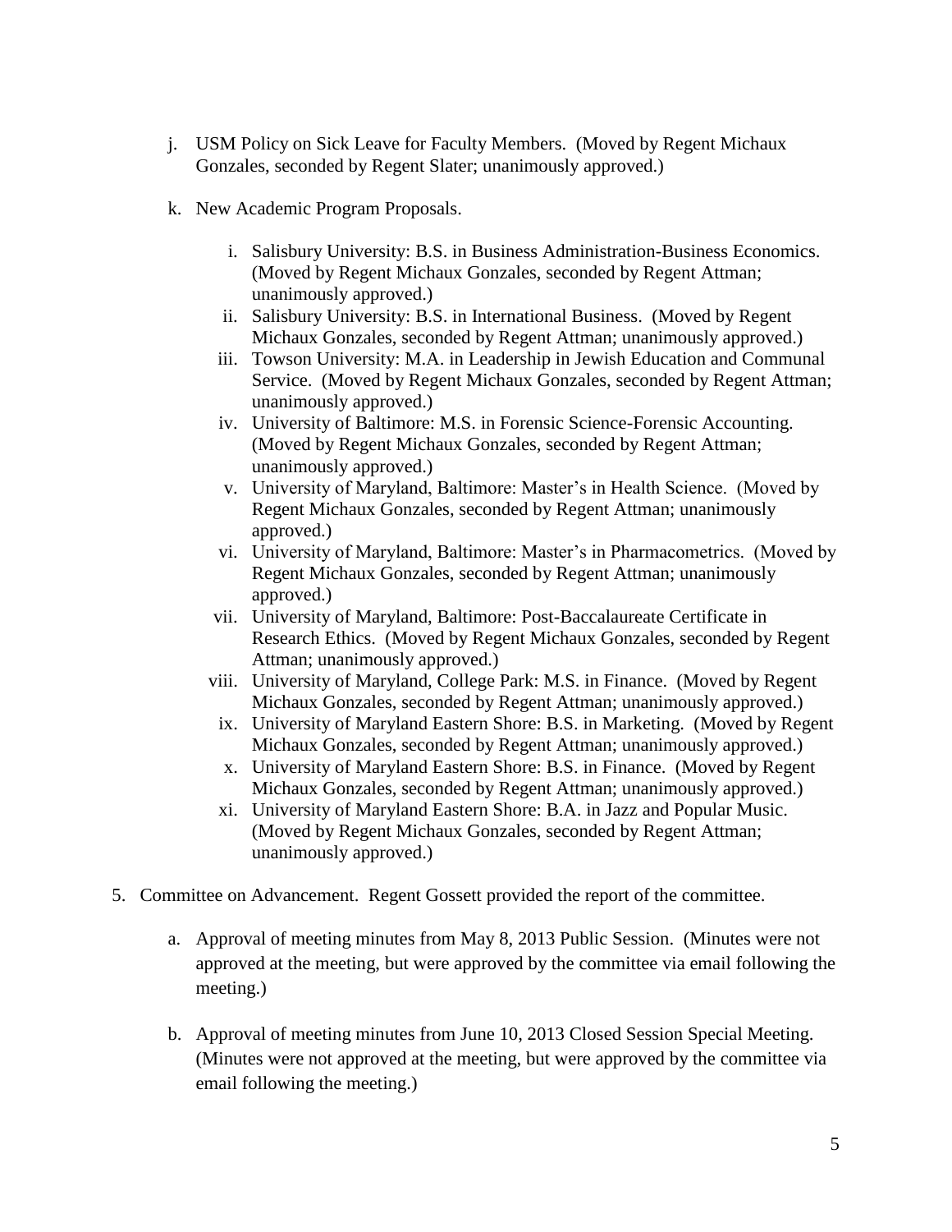j. USM Policy on Sick Leave for Faculty Members. (Moved by Regent Michaux Gonzales, seconded by Regent Slater; unanimously approved.)

k. New Academic Program Proposals.

   i. Salisbury University: B.S. in Business Administration-Business Economics. (Moved by Regent Michaux Gonzales, seconded by Regent Attman; unanimously approved.)
   ii. Salisbury University: B.S. in International Business. (Moved by Regent Michaux Gonzales, seconded by Regent Attman; unanimously approved.)
   iii. Towson University: M.A. in Leadership in Jewish Education and Communal Service. (Moved by Regent Michaux Gonzales, seconded by Regent Attman; unanimously approved.)
   iv. University of Baltimore: M.S. in Forensic Science-Forensic Accounting. (Moved by Regent Michaux Gonzales, seconded by Regent Attman; unanimously approved.)
   v. University of Maryland, Baltimore: Master's in Health Science. (Moved by Regent Michaux Gonzales, seconded by Regent Attman; unanimously approved.)
   vi. University of Maryland, Baltimore: Master's in Pharmacometrics. (Moved by Regent Michaux Gonzales, seconded by Regent Attman; unanimously approved.)
   vii. University of Maryland, Baltimore: Post-Baccalaureate Certificate in Research Ethics. (Moved by Regent Michaux Gonzales, seconded by Regent Attman; unanimously approved.)
   viii. University of Maryland, College Park: M.S. in Finance. (Moved by Regent Michaux Gonzales, seconded by Regent Attman; unanimously approved.)
   ix. University of Maryland Eastern Shore: B.S. in Marketing. (Moved by Regent Michaux Gonzales, seconded by Regent Attman; unanimously approved.)
   x. University of Maryland Eastern Shore: B.S. in Finance. (Moved by Regent Michaux Gonzales, seconded by Regent Attman; unanimously approved.)
   xi. University of Maryland Eastern Shore: B.A. in Jazz and Popular Music. (Moved by Regent Michaux Gonzales, seconded by Regent Attman; unanimously approved.)

5. Committee on Advancement. Regent Gossett provided the report of the committee.

   a. Approval of meeting minutes from May 8, 2013 Public Session. (Minutes were not approved at the meeting, but were approved by the committee via email following the meeting.)

   b. Approval of meeting minutes from June 10, 2013 Closed Session Special Meeting. (Minutes were not approved at the meeting, but were approved by the committee via email following the meeting.)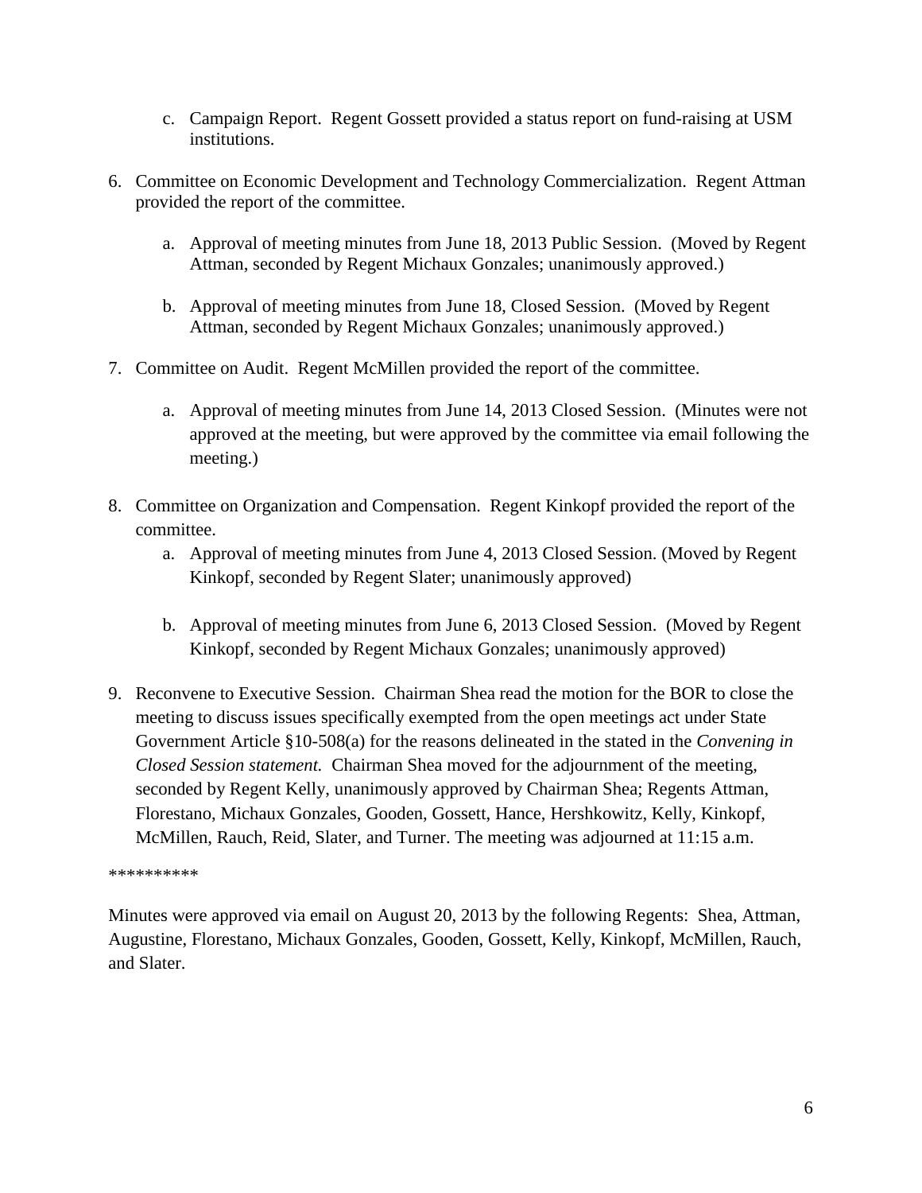c. Campaign Report. Regent Gossett provided a status report on fund-raising at USM institutions.

6. Committee on Economic Development and Technology Commercialization. Regent Attman provided the report of the committee.

   a. Approval of meeting minutes from June 18, 2013 Public Session. (Moved by Regent Attman, seconded by Regent Michaux Gonzales; unanimously approved.)

   b. Approval of meeting minutes from June 18, Closed Session. (Moved by Regent Attman, seconded by Regent Michaux Gonzales; unanimously approved.)

7. Committee on Audit. Regent McMillen provided the report of the committee.

   a. Approval of meeting minutes from June 14, 2013 Closed Session. (Minutes were not approved at the meeting, but were approved by the committee via email following the meeting.)

8. Committee on Organization and Compensation. Regent Kinkopf provided the report of the committee.

   a. Approval of meeting minutes from June 4, 2013 Closed Session. (Moved by Regent Kinkopf, seconded by Regent Slater; unanimously approved)

   b. Approval of meeting minutes from June 6, 2013 Closed Session. (Moved by Regent Kinkopf, seconded by Regent Michaux Gonzales; unanimously approved)

9. Reconvene to Executive Session. Chairman Shea read the motion for the BOR to close the meeting to discuss issues specifically exempted from the open meetings act under State Government Article §10-508(a) for the reasons delineated in the stated in the *Convening in Closed Session statement.* Chairman Shea moved for the adjournment of the meeting, seconded by Regent Kelly, unanimously approved by Chairman Shea; Regents Attman, Florestano, Michaux Gonzales, Gooden, Gossett, Hance, Hershkowitz, Kelly, Kinkopf, McMillen, Rauch, Reid, Slater, and Turner. The meeting was adjourned at 11:15 a.m.

**********

Minutes were approved via email on August 20, 2013 by the following Regents: Shea, Attman, Augustine, Florestano, Michaux Gonzales, Gooden, Gossett, Kelly, Kinkopf, McMillen, Rauch, and Slater.